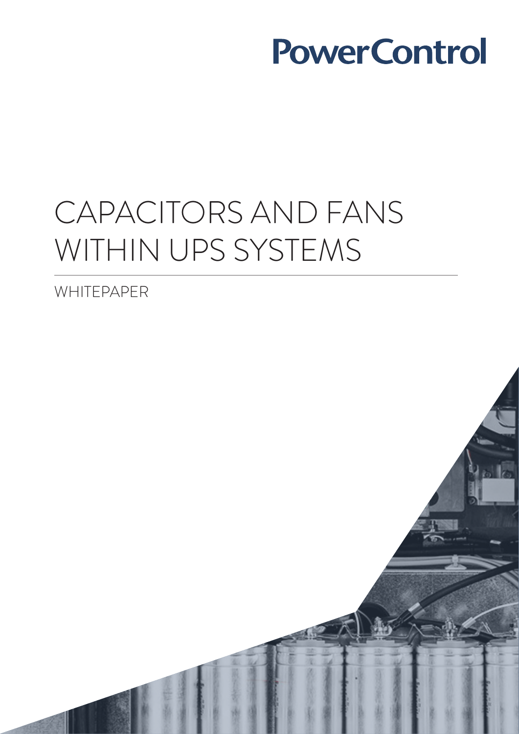PowerControl

# CAPACITORS AND FANS WITHIN UPS SYSTEMS

WHITEPAPER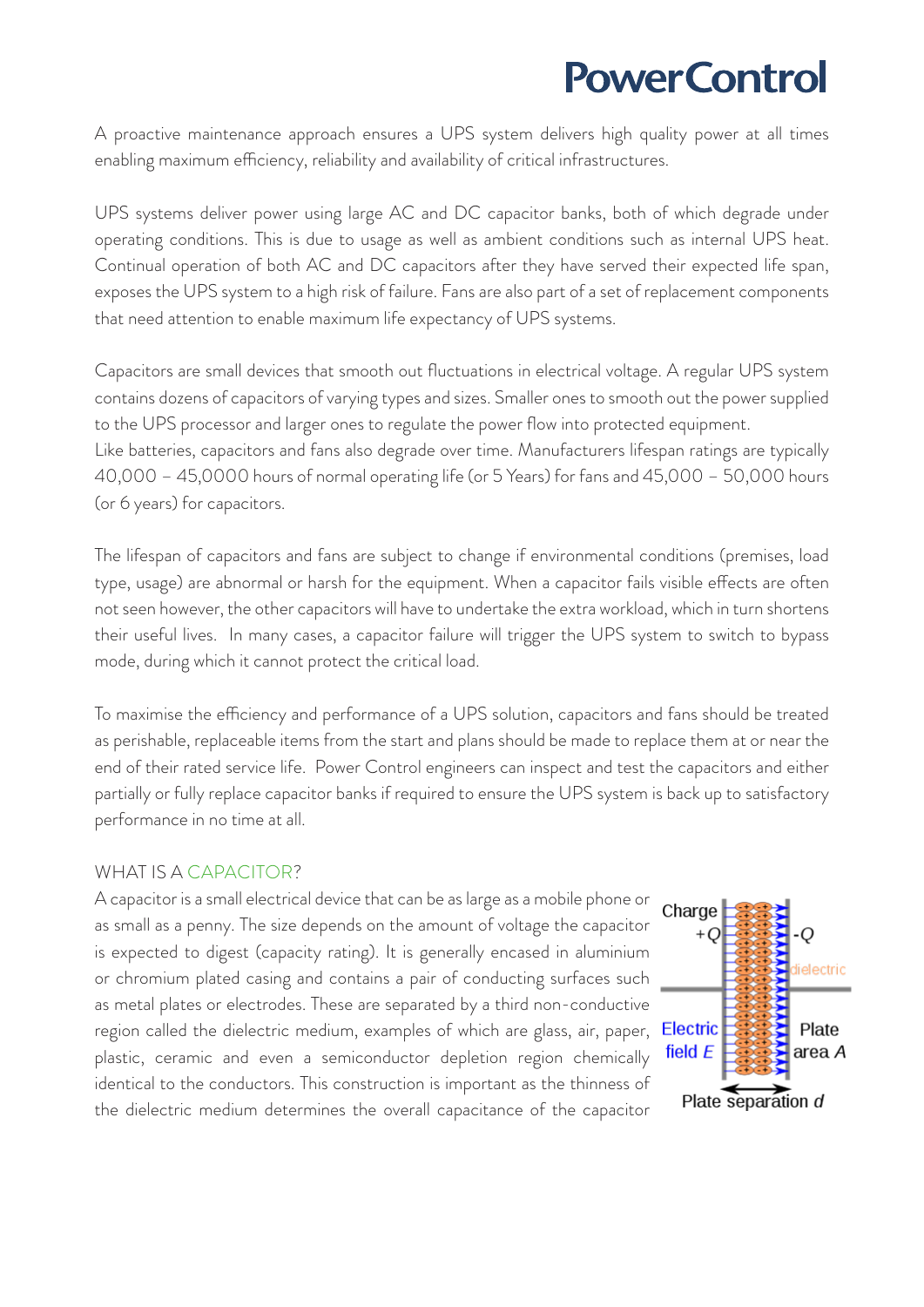A proactive maintenance approach ensures a UPS system delivers high quality power at all times enabling maximum efficiency, reliability and availability of critical infrastructures.

UPS systems deliver power using large AC and DC capacitor banks, both of which degrade under operating conditions. This is due to usage as well as ambient conditions such as internal UPS heat. Continual operation of both AC and DC capacitors after they have served their expected life span, exposes the UPS system to a high risk of failure. Fans are also part of a set of replacement components that need attention to enable maximum life expectancy of UPS systems.

Capacitors are small devices that smooth out fluctuations in electrical voltage. A regular UPS system contains dozens of capacitors of varying types and sizes. Smaller ones to smooth out the power supplied to the UPS processor and larger ones to regulate the power flow into protected equipment.
Like batteries, capacitors and fans also degrade over time. Manufacturers lifespan ratings are typically 40,000 – 45,0000 hours of normal operating life (or 5 Years) for fans and 45,000 – 50,000 hours (or 6 years) for capacitors.

The lifespan of capacitors and fans are subject to change if environmental conditions (premises, load type, usage) are abnormal or harsh for the equipment. When a capacitor fails visible effects are often not seen however, the other capacitors will have to undertake the extra workload, which in turn shortens their useful lives. In many cases, a capacitor failure will trigger the UPS system to switch to bypass mode, during which it cannot protect the critical load.

To maximise the efficiency and performance of a UPS solution, capacitors and fans should be treated as perishable, replaceable items from the start and plans should be made to replace them at or near the end of their rated service life. Power Control engineers can inspect and test the capacitors and either partially or fully replace capacitor banks if required to ensure the UPS system is back up to satisfactory performance in no time at all.

## WHAT IS A CAPACITOR?

A capacitor is a small electrical device that can be as large as a mobile phone or as small as a penny. The size depends on the amount of voltage the capacitor is expected to digest (capacity rating). It is generally encased in aluminium or chromium plated casing and contains a pair of conducting surfaces such as metal plates or electrodes. These are separated by a third non-conductive region called the dielectric medium, examples of which are glass, air, paper, plastic, ceramic and even a semiconductor depletion region chemically identical to the conductors. This construction is important as the thinness of the dielectric medium determines the overall capacitance of the capacitor

Charge $+Q$ $-Q$ dielectric Electric field $E$ Plate area $A$ Plate separation $d$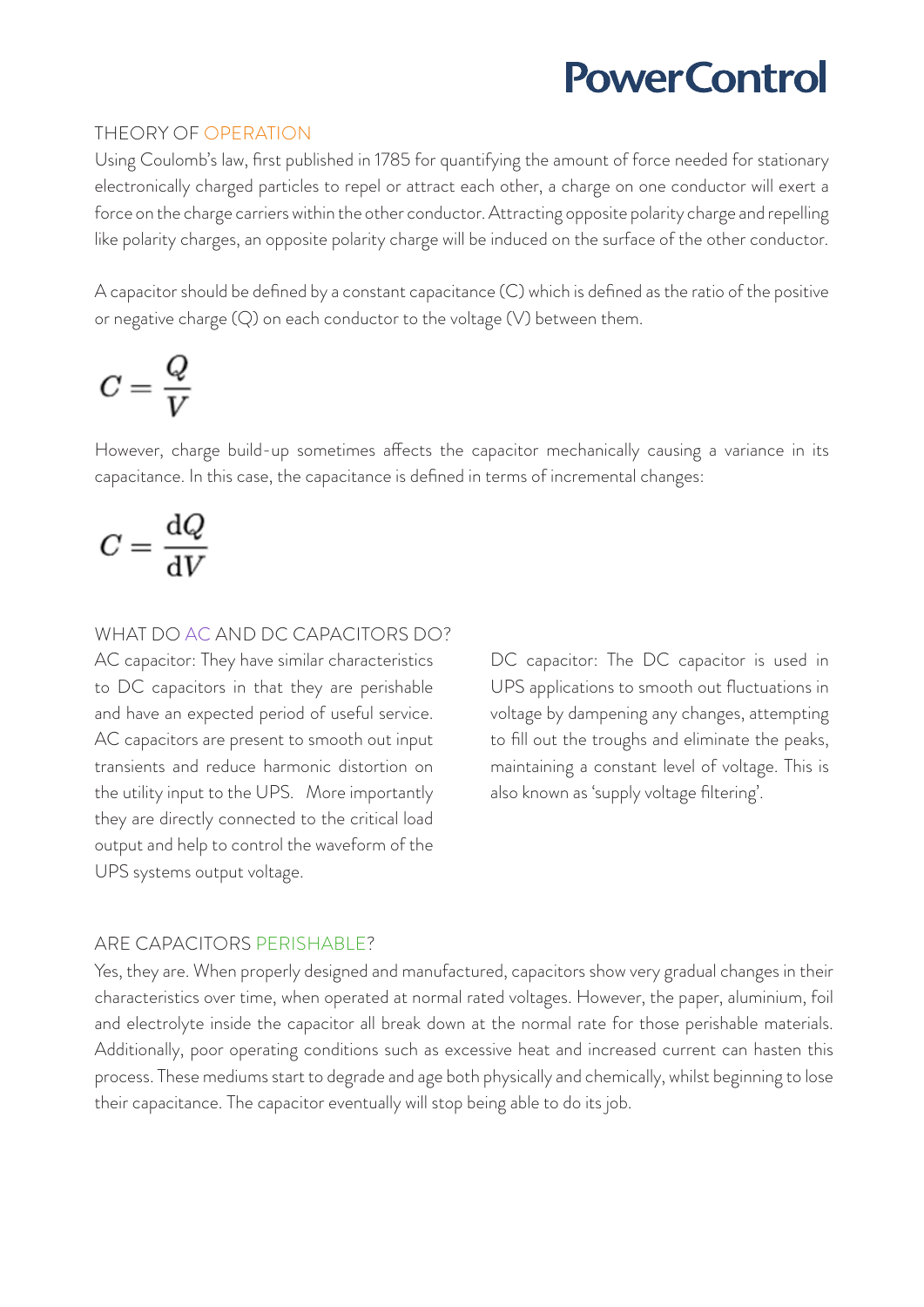## THEORY OF OPERATION

Using Coulomb's law, first published in 1785 for quantifying the amount of force needed for stationary electronically charged particles to repel or attract each other, a charge on one conductor will exert a force on the charge carriers within the other conductor. Attracting opposite polarity charge and repelling like polarity charges, an opposite polarity charge will be induced on the surface of the other conductor.

A capacitor should be defined by a constant capacitance (C) which is defined as the ratio of the positive or negative charge (Q) on each conductor to the voltage (V) between them.

$$C = \frac{Q}{V}$$

However, charge build-up sometimes affects the capacitor mechanically causing a variance in its capacitance. In this case, the capacitance is defined in terms of incremental changes:

$$C = \frac{\mathrm{d}Q}{\mathrm{d}V}$$

## WHAT DO AC AND DC CAPACITORS DO?

AC capacitor: They have similar characteristics to DC capacitors in that they are perishable and have an expected period of useful service. AC capacitors are present to smooth out input transients and reduce harmonic distortion on the utility input to the UPS. More importantly they are directly connected to the critical load output and help to control the waveform of the UPS systems output voltage.

DC capacitor: The DC capacitor is used in UPS applications to smooth out fluctuations in voltage by dampening any changes, attempting to fill out the troughs and eliminate the peaks, maintaining a constant level of voltage. This is also known as 'supply voltage filtering'.

## ARE CAPACITORS PERISHABLE?

Yes, they are. When properly designed and manufactured, capacitors show very gradual changes in their characteristics over time, when operated at normal rated voltages. However, the paper, aluminium, foil and electrolyte inside the capacitor all break down at the normal rate for those perishable materials. Additionally, poor operating conditions such as excessive heat and increased current can hasten this process. These mediums start to degrade and age both physically and chemically, whilst beginning to lose their capacitance. The capacitor eventually will stop being able to do its job.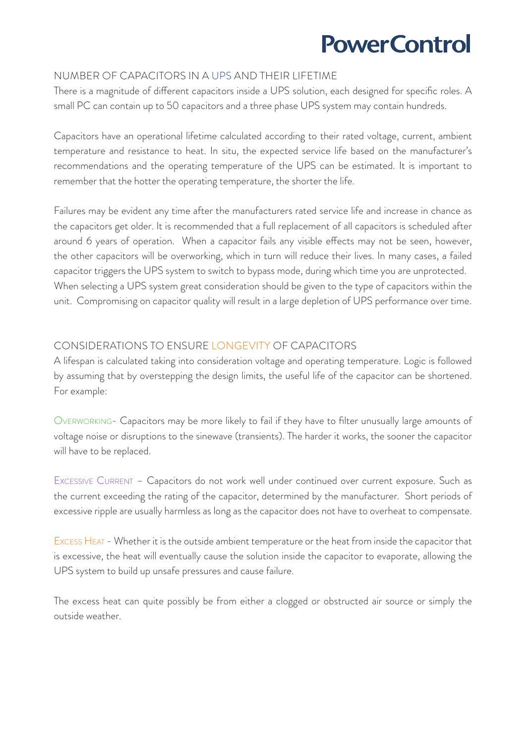## NUMBER OF CAPACITORS IN A UPS AND THEIR LIFETIME

There is a magnitude of different capacitors inside a UPS solution, each designed for specific roles. A small PC can contain up to 50 capacitors and a three phase UPS system may contain hundreds.

Capacitors have an operational lifetime calculated according to their rated voltage, current, ambient temperature and resistance to heat. In situ, the expected service life based on the manufacturer's recommendations and the operating temperature of the UPS can be estimated. It is important to remember that the hotter the operating temperature, the shorter the life.

Failures may be evident any time after the manufacturers rated service life and increase in chance as the capacitors get older. It is recommended that a full replacement of all capacitors is scheduled after around 6 years of operation. When a capacitor fails any visible effects may not be seen, however, the other capacitors will be overworking, which in turn will reduce their lives. In many cases, a failed capacitor triggers the UPS system to switch to bypass mode, during which time you are unprotected. When selecting a UPS system great consideration should be given to the type of capacitors within the unit. Compromising on capacitor quality will result in a large depletion of UPS performance over time.

## CONSIDERATIONS TO ENSURE LONGEVITY OF CAPACITORS

A lifespan is calculated taking into consideration voltage and operating temperature. Logic is followed by assuming that by overstepping the design limits, the useful life of the capacitor can be shortened. For example:

**Overworking**- Capacitors may be more likely to fail if they have to filter unusually large amounts of voltage noise or disruptions to the sinewave (transients). The harder it works, the sooner the capacitor will have to be replaced.

**Excessive Current** – Capacitors do not work well under continued over current exposure. Such as the current exceeding the rating of the capacitor, determined by the manufacturer. Short periods of excessive ripple are usually harmless as long as the capacitor does not have to overheat to compensate.

**Excess Heat** - Whether it is the outside ambient temperature or the heat from inside the capacitor that is excessive, the heat will eventually cause the solution inside the capacitor to evaporate, allowing the UPS system to build up unsafe pressures and cause failure.

The excess heat can quite possibly be from either a clogged or obstructed air source or simply the outside weather.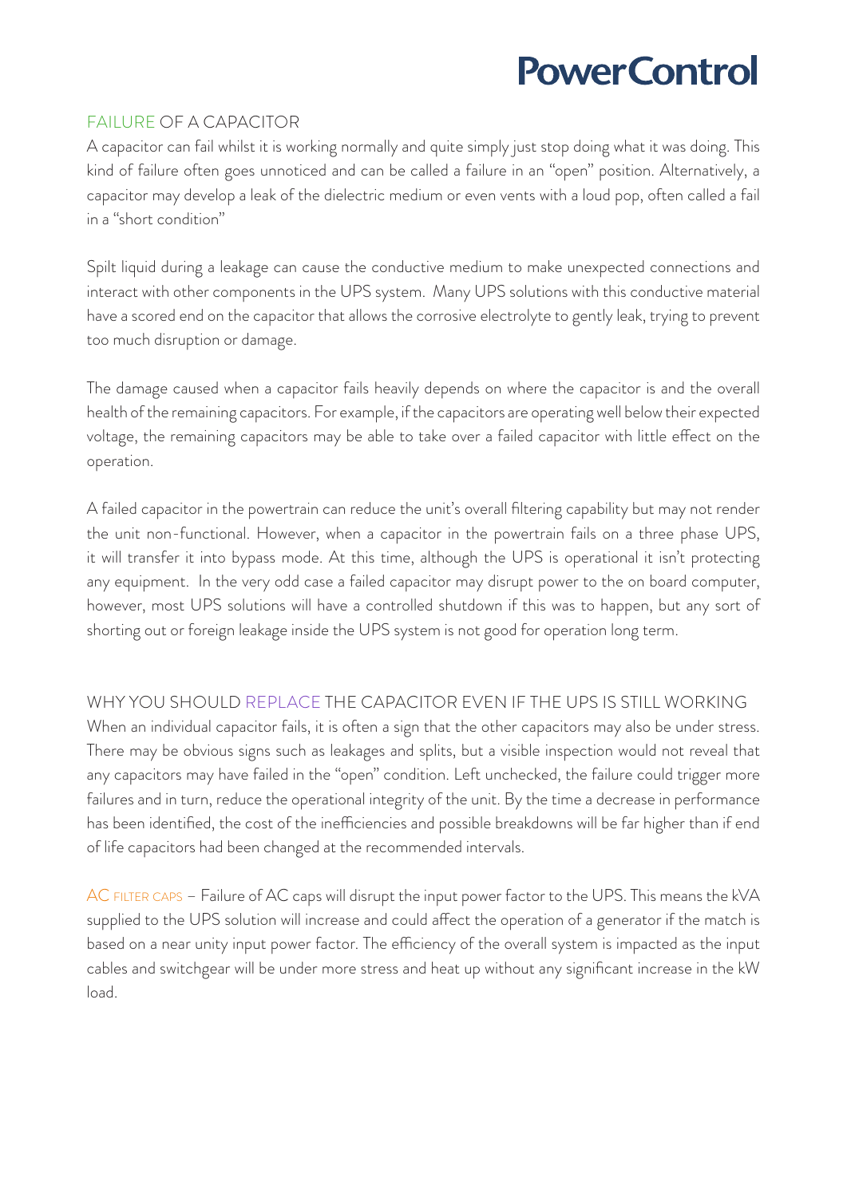## FAILURE OF A CAPACITOR

A capacitor can fail whilst it is working normally and quite simply just stop doing what it was doing. This kind of failure often goes unnoticed and can be called a failure in an "open" position. Alternatively, a capacitor may develop a leak of the dielectric medium or even vents with a loud pop, often called a fail in a "short condition"

Spilt liquid during a leakage can cause the conductive medium to make unexpected connections and interact with other components in the UPS system. Many UPS solutions with this conductive material have a scored end on the capacitor that allows the corrosive electrolyte to gently leak, trying to prevent too much disruption or damage.

The damage caused when a capacitor fails heavily depends on where the capacitor is and the overall health of the remaining capacitors. For example, if the capacitors are operating well below their expected voltage, the remaining capacitors may be able to take over a failed capacitor with little effect on the operation.

A failed capacitor in the powertrain can reduce the unit's overall filtering capability but may not render the unit non-functional. However, when a capacitor in the powertrain fails on a three phase UPS, it will transfer it into bypass mode. At this time, although the UPS is operational it isn't protecting any equipment. In the very odd case a failed capacitor may disrupt power to the on board computer, however, most UPS solutions will have a controlled shutdown if this was to happen, but any sort of shorting out or foreign leakage inside the UPS system is not good for operation long term.

## WHY YOU SHOULD REPLACE THE CAPACITOR EVEN IF THE UPS IS STILL WORKING

When an individual capacitor fails, it is often a sign that the other capacitors may also be under stress. There may be obvious signs such as leakages and splits, but a visible inspection would not reveal that any capacitors may have failed in the "open" condition. Left unchecked, the failure could trigger more failures and in turn, reduce the operational integrity of the unit. By the time a decrease in performance has been identified, the cost of the inefficiencies and possible breakdowns will be far higher than if end of life capacitors had been changed at the recommended intervals.

AC FILTER CAPS – Failure of AC caps will disrupt the input power factor to the UPS. This means the kVA supplied to the UPS solution will increase and could affect the operation of a generator if the match is based on a near unity input power factor. The efficiency of the overall system is impacted as the input cables and switchgear will be under more stress and heat up without any significant increase in the kW load.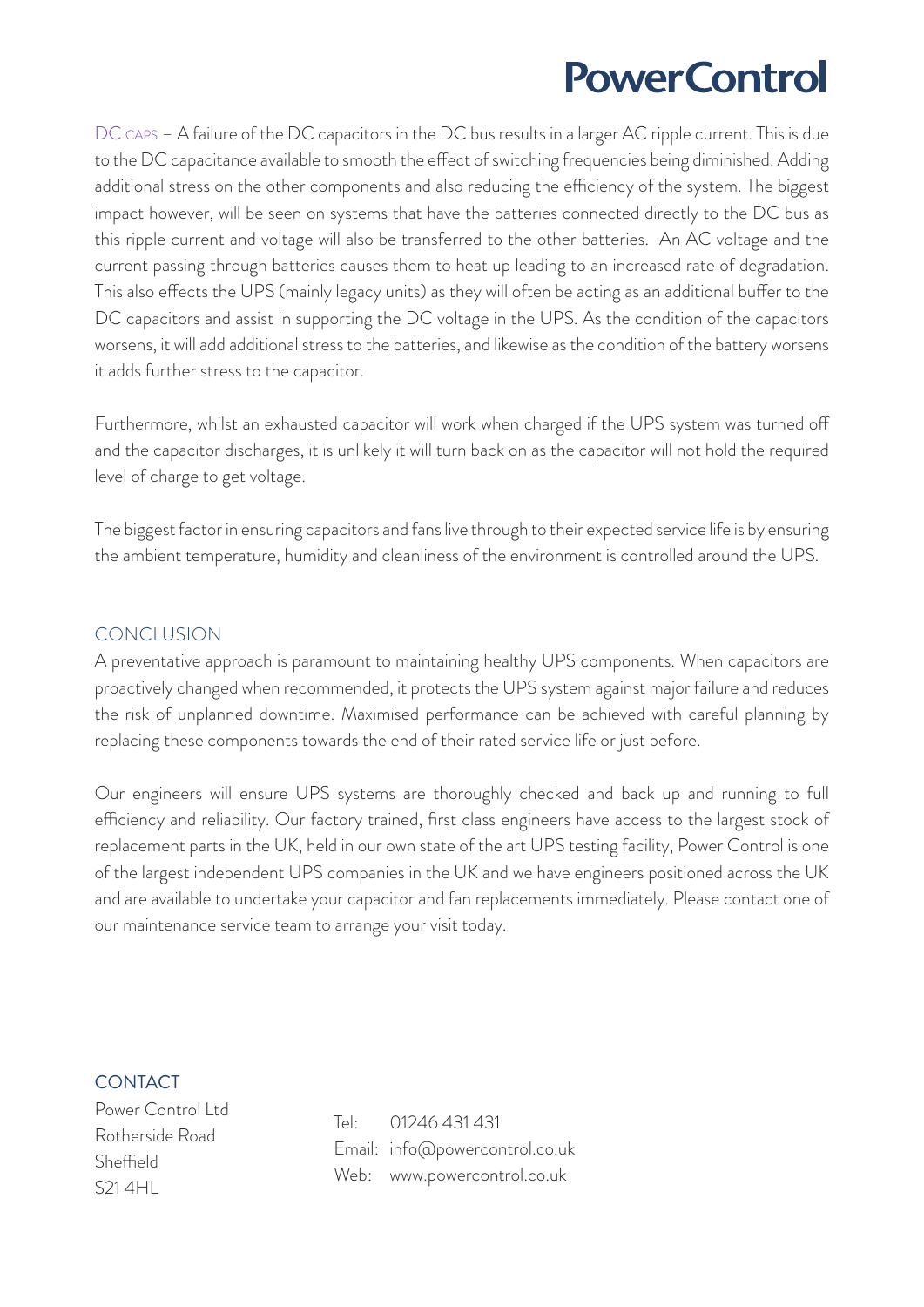# PowerControl

DC CAPS – A failure of the DC capacitors in the DC bus results in a larger AC ripple current. This is due to the DC capacitance available to smooth the effect of switching frequencies being diminished. Adding additional stress on the other components and also reducing the efficiency of the system. The biggest impact however, will be seen on systems that have the batteries connected directly to the DC bus as this ripple current and voltage will also be transferred to the other batteries. An AC voltage and the current passing through batteries causes them to heat up leading to an increased rate of degradation. This also effects the UPS (mainly legacy units) as they will often be acting as an additional buffer to the DC capacitors and assist in supporting the DC voltage in the UPS. As the condition of the capacitors worsens, it will add additional stress to the batteries, and likewise as the condition of the battery worsens it adds further stress to the capacitor.

Furthermore, whilst an exhausted capacitor will work when charged if the UPS system was turned off and the capacitor discharges, it is unlikely it will turn back on as the capacitor will not hold the required level of charge to get voltage.

The biggest factor in ensuring capacitors and fans live through to their expected service life is by ensuring the ambient temperature, humidity and cleanliness of the environment is controlled around the UPS.

## CONCLUSION

A preventative approach is paramount to maintaining healthy UPS components. When capacitors are proactively changed when recommended, it protects the UPS system against major failure and reduces the risk of unplanned downtime. Maximised performance can be achieved with careful planning by replacing these components towards the end of their rated service life or just before.

Our engineers will ensure UPS systems are thoroughly checked and back up and running to full efficiency and reliability. Our factory trained, first class engineers have access to the largest stock of replacement parts in the UK, held in our own state of the art UPS testing facility, Power Control is one of the largest independent UPS companies in the UK and we have engineers positioned across the UK and are available to undertake your capacitor and fan replacements immediately. Please contact one of our maintenance service team to arrange your visit today.

## CONTACT

Power Control Ltd
Rotherside Road
Sheffield
S21 4HL

Tel: 01246 431 431
Email: info@powercontrol.co.uk
Web: www.powercontrol.co.uk